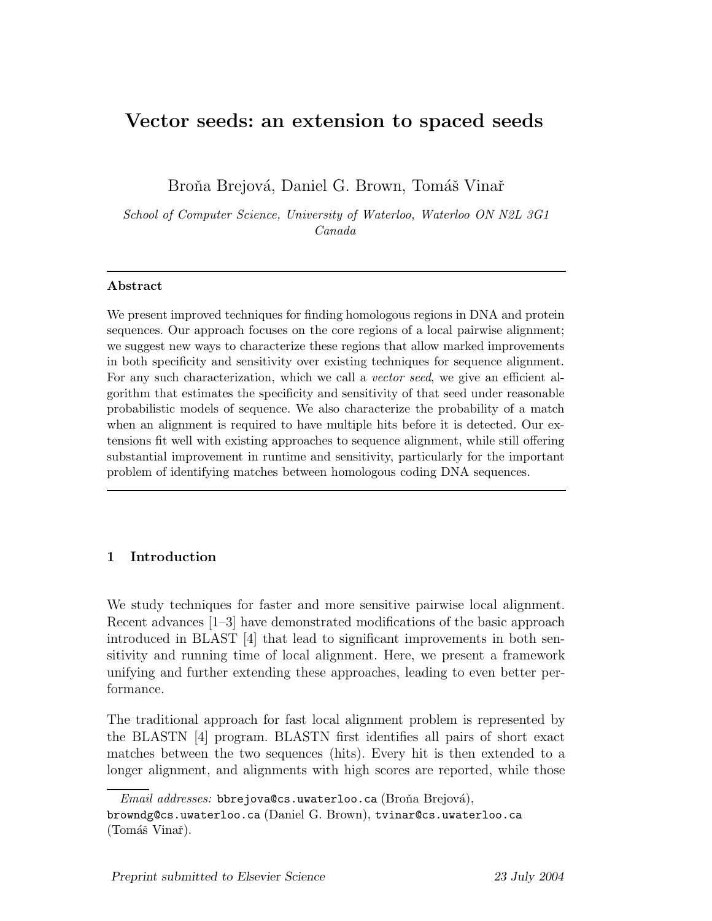# Vector seeds: an extension to spaced seeds

Broňa Brejová, Daniel G. Brown, Tomáš Vinař

*School of Computer Science, University of Waterloo, Waterloo ON N2L 3G1 Canada*

---

**Abstract**

We present improved techniques for finding homologous regions in DNA and protein sequences. Our approach focuses on the core regions of a local pairwise alignment; we suggest new ways to characterize these regions that allow marked improvements in both specificity and sensitivity over existing techniques for sequence alignment. For any such characterization, which we call a *vector seed*, we give an efficient algorithm that estimates the specificity and sensitivity of that seed under reasonable probabilistic models of sequence. We also characterize the probability of a match when an alignment is required to have multiple hits before it is detected. Our extensions fit well with existing approaches to sequence alignment, while still offering substantial improvement in runtime and sensitivity, particularly for the important problem of identifying matches between homologous coding DNA sequences.

---

## 1 Introduction

We study techniques for faster and more sensitive pairwise local alignment. Recent advances [1–3] have demonstrated modifications of the basic approach introduced in BLAST [4] that lead to significant improvements in both sensitivity and running time of local alignment. Here, we present a framework unifying and further extending these approaches, leading to even better performance.

The traditional approach for fast local alignment problem is represented by the BLASTN [4] program. BLASTN first identifies all pairs of short exact matches between the two sequences (hits). Every hit is then extended to a longer alignment, and alignments with high scores are reported, while those

*Email addresses:* bbrejova@cs.uwaterloo.ca (Broňa Brejová), browndg@cs.uwaterloo.ca (Daniel G. Brown), tvinar@cs.uwaterloo.ca (Tomáš Vinař).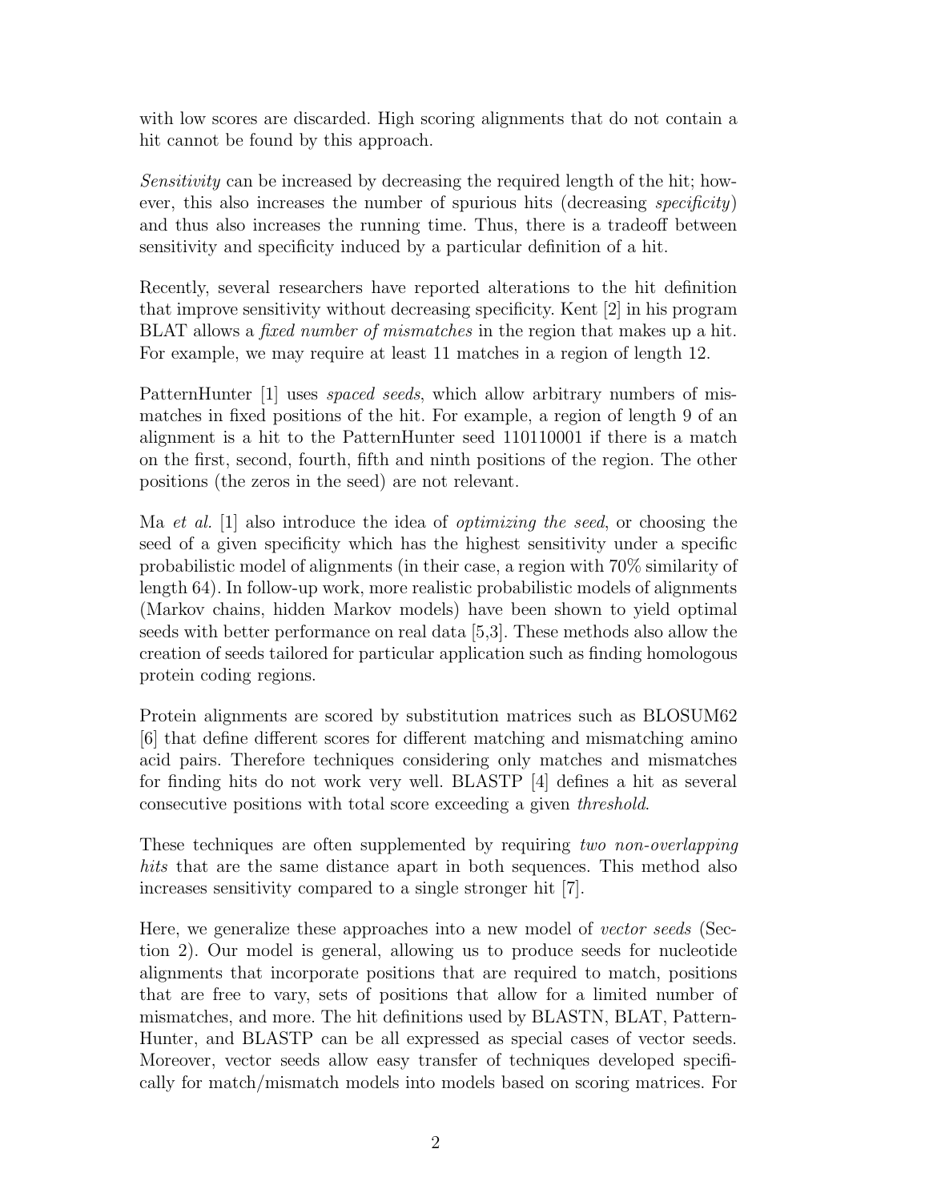with low scores are discarded. High scoring alignments that do not contain a hit cannot be found by this approach.

*Sensitivity* can be increased by decreasing the required length of the hit; however, this also increases the number of spurious hits (decreasing *specificity*) and thus also increases the running time. Thus, there is a tradeoff between sensitivity and specificity induced by a particular definition of a hit.

Recently, several researchers have reported alterations to the hit definition that improve sensitivity without decreasing specificity. Kent [2] in his program BLAT allows a *fixed number of mismatches* in the region that makes up a hit. For example, we may require at least 11 matches in a region of length 12.

PatternHunter [1] uses *spaced seeds*, which allow arbitrary numbers of mismatches in fixed positions of the hit. For example, a region of length 9 of an alignment is a hit to the PatternHunter seed 110110001 if there is a match on the first, second, fourth, fifth and ninth positions of the region. The other positions (the zeros in the seed) are not relevant.

Ma *et al.* [1] also introduce the idea of *optimizing the seed*, or choosing the seed of a given specificity which has the highest sensitivity under a specific probabilistic model of alignments (in their case, a region with 70% similarity of length 64). In follow-up work, more realistic probabilistic models of alignments (Markov chains, hidden Markov models) have been shown to yield optimal seeds with better performance on real data [5,3]. These methods also allow the creation of seeds tailored for particular application such as finding homologous protein coding regions.

Protein alignments are scored by substitution matrices such as BLOSUM62 [6] that define different scores for different matching and mismatching amino acid pairs. Therefore techniques considering only matches and mismatches for finding hits do not work very well. BLASTP [4] defines a hit as several consecutive positions with total score exceeding a given *threshold*.

These techniques are often supplemented by requiring *two non-overlapping hits* that are the same distance apart in both sequences. This method also increases sensitivity compared to a single stronger hit [7].

Here, we generalize these approaches into a new model of *vector seeds* (Section 2). Our model is general, allowing us to produce seeds for nucleotide alignments that incorporate positions that are required to match, positions that are free to vary, sets of positions that allow for a limited number of mismatches, and more. The hit definitions used by BLASTN, BLAT, PatternHunter, and BLASTP can be all expressed as special cases of vector seeds. Moreover, vector seeds allow easy transfer of techniques developed specifically for match/mismatch models into models based on scoring matrices. For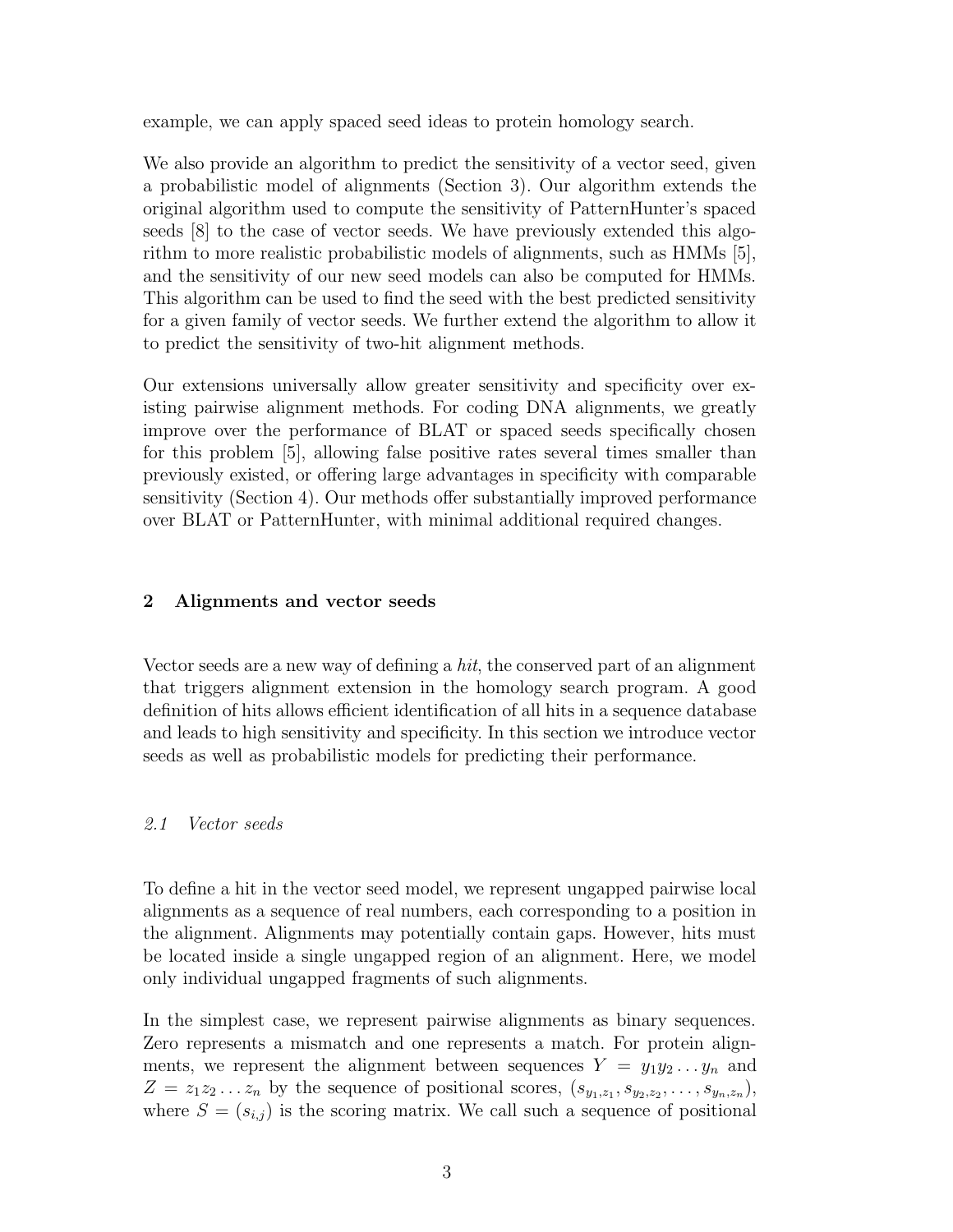example, we can apply spaced seed ideas to protein homology search.

We also provide an algorithm to predict the sensitivity of a vector seed, given a probabilistic model of alignments (Section 3). Our algorithm extends the original algorithm used to compute the sensitivity of PatternHunter's spaced seeds [8] to the case of vector seeds. We have previously extended this algorithm to more realistic probabilistic models of alignments, such as HMMs [5], and the sensitivity of our new seed models can also be computed for HMMs. This algorithm can be used to find the seed with the best predicted sensitivity for a given family of vector seeds. We further extend the algorithm to allow it to predict the sensitivity of two-hit alignment methods.

Our extensions universally allow greater sensitivity and specificity over existing pairwise alignment methods. For coding DNA alignments, we greatly improve over the performance of BLAT or spaced seeds specifically chosen for this problem [5], allowing false positive rates several times smaller than previously existed, or offering large advantages in specificity with comparable sensitivity (Section 4). Our methods offer substantially improved performance over BLAT or PatternHunter, with minimal additional required changes.

## 2 Alignments and vector seeds

Vector seeds are a new way of defining a *hit*, the conserved part of an alignment that triggers alignment extension in the homology search program. A good definition of hits allows efficient identification of all hits in a sequence database and leads to high sensitivity and specificity. In this section we introduce vector seeds as well as probabilistic models for predicting their performance.

### *2.1 Vector seeds*

To define a hit in the vector seed model, we represent ungapped pairwise local alignments as a sequence of real numbers, each corresponding to a position in the alignment. Alignments may potentially contain gaps. However, hits must be located inside a single ungapped region of an alignment. Here, we model only individual ungapped fragments of such alignments.

In the simplest case, we represent pairwise alignments as binary sequences. Zero represents a mismatch and one represents a match. For protein alignments, we represent the alignment between sequences $Y = y_1 y_2 \dots y_n$ and $Z = z_1 z_2 \dots z_n$ by the sequence of positional scores, $(s_{y_1,z_1}, s_{y_2,z_2}, \dots, s_{y_n,z_n})$, where $S = (s_{i,j})$ is the scoring matrix. We call such a sequence of positional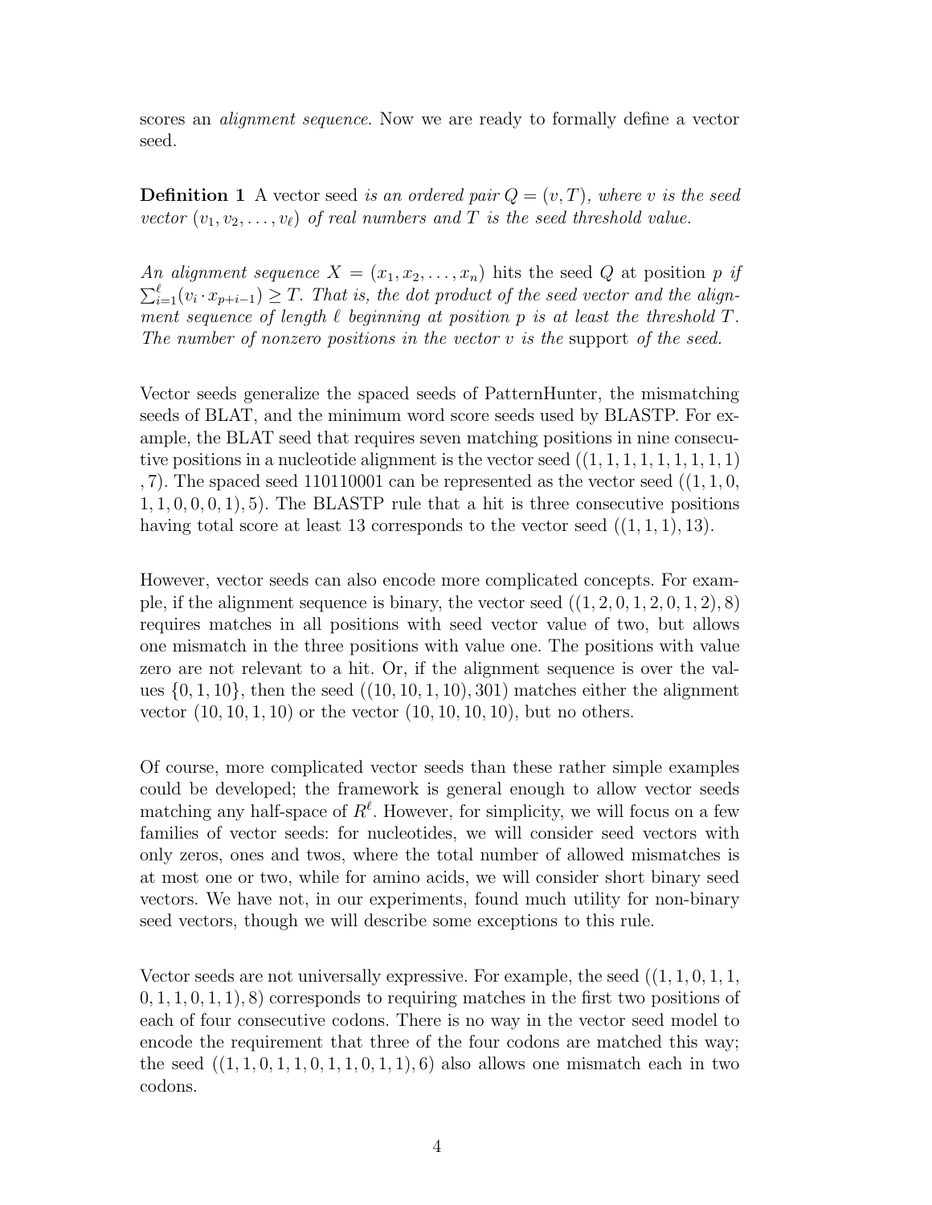scores an *alignment sequence*. Now we are ready to formally define a vector seed.

**Definition 1** A vector seed *is an ordered pair $Q = (v, T)$, where $v$ is the seed vector $(v_1, v_2, \ldots, v_\ell)$ of real numbers and $T$ is the seed threshold value.*

*An alignment sequence $X = (x_1, x_2, \ldots, x_n)$ hits the seed $Q$ at position $p$ if $\sum_{i=1}^{\ell}(v_i \cdot x_{p+i-1}) \geq T$. That is, the dot product of the seed vector and the alignment sequence of length $\ell$ beginning at position $p$ is at least the threshold $T$. The number of nonzero positions in the vector $v$ is the* support *of the seed.*

Vector seeds generalize the spaced seeds of PatternHunter, the mismatching seeds of BLAT, and the minimum word score seeds used by BLASTP. For example, the BLAT seed that requires seven matching positions in nine consecutive positions in a nucleotide alignment is the vector seed $((1, 1, 1, 1, 1, 1, 1, 1, 1), 7)$. The spaced seed 110110001 can be represented as the vector seed $((1, 1, 0, 1, 1, 0, 0, 0, 1), 5)$. The BLASTP rule that a hit is three consecutive positions having total score at least 13 corresponds to the vector seed $((1, 1, 1), 13)$.

However, vector seeds can also encode more complicated concepts. For example, if the alignment sequence is binary, the vector seed $((1, 2, 0, 1, 2, 0, 1, 2), 8)$ requires matches in all positions with seed vector value of two, but allows one mismatch in the three positions with value one. The positions with value zero are not relevant to a hit. Or, if the alignment sequence is over the values $\{0, 1, 10\}$, then the seed $((10, 10, 1, 10), 301)$ matches either the alignment vector $(10, 10, 1, 10)$ or the vector $(10, 10, 10, 10)$, but no others.

Of course, more complicated vector seeds than these rather simple examples could be developed; the framework is general enough to allow vector seeds matching any half-space of $R^\ell$. However, for simplicity, we will focus on a few families of vector seeds: for nucleotides, we will consider seed vectors with only zeros, ones and twos, where the total number of allowed mismatches is at most one or two, while for amino acids, we will consider short binary seed vectors. We have not, in our experiments, found much utility for non-binary seed vectors, though we will describe some exceptions to this rule.

Vector seeds are not universally expressive. For example, the seed $((1, 1, 0, 1, 1, 0, 1, 1, 0, 1, 1), 8)$ corresponds to requiring matches in the first two positions of each of four consecutive codons. There is no way in the vector seed model to encode the requirement that three of the four codons are matched this way; the seed $((1, 1, 0, 1, 1, 0, 1, 1, 0, 1, 1), 6)$ also allows one mismatch each in two codons.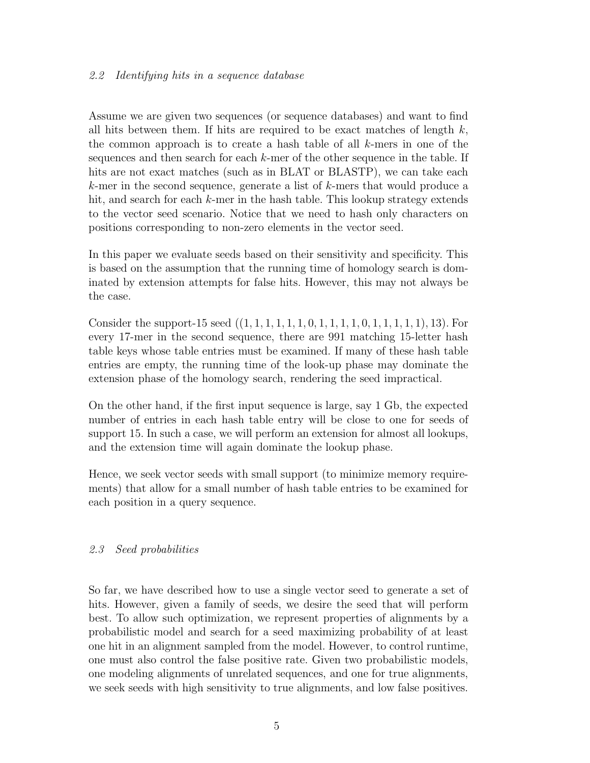### 2.2 Identifying hits in a sequence database

Assume we are given two sequences (or sequence databases) and want to find all hits between them. If hits are required to be exact matches of length $k$, the common approach is to create a hash table of all $k$-mers in one of the sequences and then search for each $k$-mer of the other sequence in the table. If hits are not exact matches (such as in BLAT or BLASTP), we can take each $k$-mer in the second sequence, generate a list of $k$-mers that would produce a hit, and search for each $k$-mer in the hash table. This lookup strategy extends to the vector seed scenario. Notice that we need to hash only characters on positions corresponding to non-zero elements in the vector seed.

In this paper we evaluate seeds based on their sensitivity and specificity. This is based on the assumption that the running time of homology search is dominated by extension attempts for false hits. However, this may not always be the case.

Consider the support-15 seed $((1, 1, 1, 1, 1, 1, 0, 1, 1, 1, 1, 0, 1, 1, 1, 1, 1), 13)$. For every 17-mer in the second sequence, there are 991 matching 15-letter hash table keys whose table entries must be examined. If many of these hash table entries are empty, the running time of the look-up phase may dominate the extension phase of the homology search, rendering the seed impractical.

On the other hand, if the first input sequence is large, say 1 Gb, the expected number of entries in each hash table entry will be close to one for seeds of support 15. In such a case, we will perform an extension for almost all lookups, and the extension time will again dominate the lookup phase.

Hence, we seek vector seeds with small support (to minimize memory requirements) that allow for a small number of hash table entries to be examined for each position in a query sequence.

### 2.3 Seed probabilities

So far, we have described how to use a single vector seed to generate a set of hits. However, given a family of seeds, we desire the seed that will perform best. To allow such optimization, we represent properties of alignments by a probabilistic model and search for a seed maximizing probability of at least one hit in an alignment sampled from the model. However, to control runtime, one must also control the false positive rate. Given two probabilistic models, one modeling alignments of unrelated sequences, and one for true alignments, we seek seeds with high sensitivity to true alignments, and low false positives.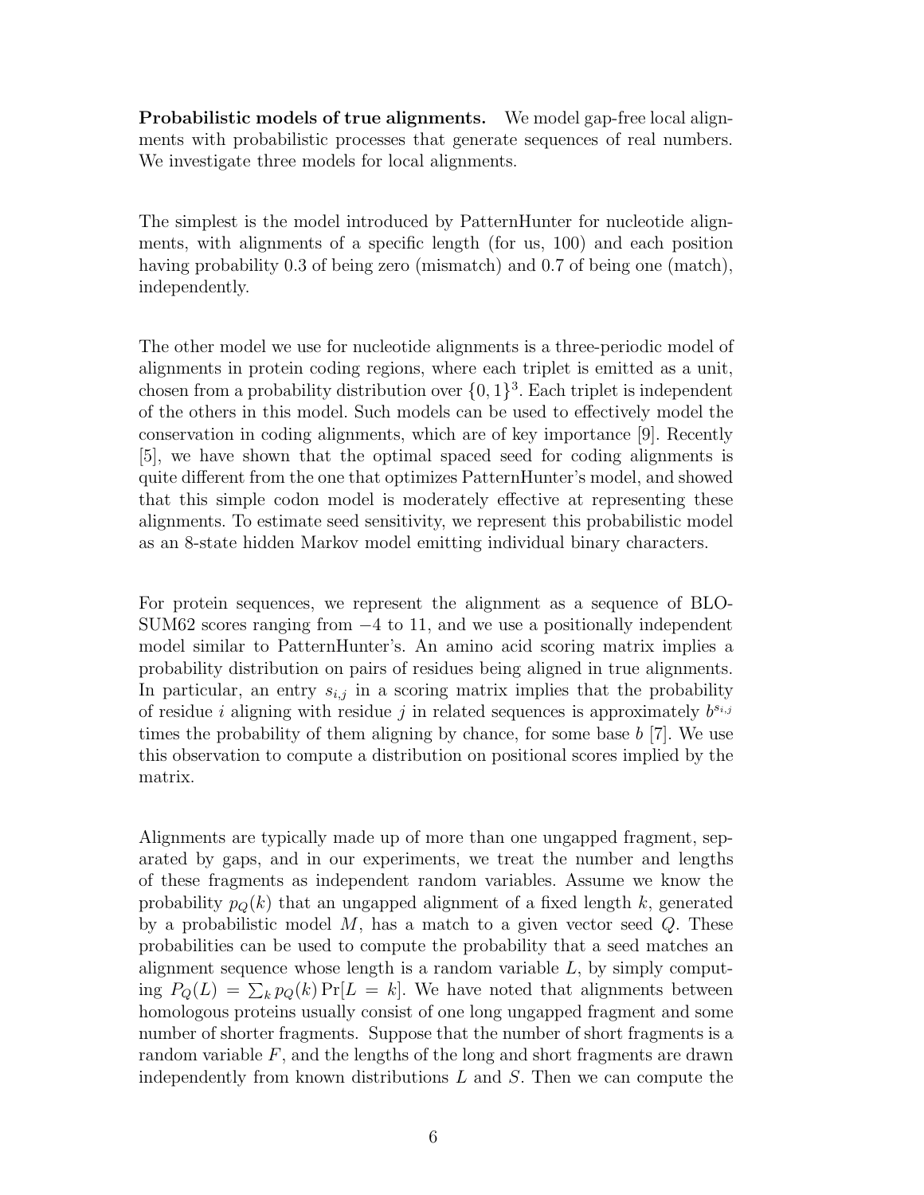**Probabilistic models of true alignments.** We model gap-free local alignments with probabilistic processes that generate sequences of real numbers. We investigate three models for local alignments.

The simplest is the model introduced by PatternHunter for nucleotide alignments, with alignments of a specific length (for us, 100) and each position having probability 0.3 of being zero (mismatch) and 0.7 of being one (match), independently.

The other model we use for nucleotide alignments is a three-periodic model of alignments in protein coding regions, where each triplet is emitted as a unit, chosen from a probability distribution over $\{0, 1\}^3$. Each triplet is independent of the others in this model. Such models can be used to effectively model the conservation in coding alignments, which are of key importance [9]. Recently [5], we have shown that the optimal spaced seed for coding alignments is quite different from the one that optimizes PatternHunter's model, and showed that this simple codon model is moderately effective at representing these alignments. To estimate seed sensitivity, we represent this probabilistic model as an 8-state hidden Markov model emitting individual binary characters.

For protein sequences, we represent the alignment as a sequence of BLOSUM62 scores ranging from $-4$ to 11, and we use a positionally independent model similar to PatternHunter's. An amino acid scoring matrix implies a probability distribution on pairs of residues being aligned in true alignments. In particular, an entry $s_{i,j}$ in a scoring matrix implies that the probability of residue $i$ aligning with residue $j$ in related sequences is approximately $b^{s_{i,j}}$ times the probability of them aligning by chance, for some base $b$ [7]. We use this observation to compute a distribution on positional scores implied by the matrix.

Alignments are typically made up of more than one ungapped fragment, separated by gaps, and in our experiments, we treat the number and lengths of these fragments as independent random variables. Assume we know the probability $p_Q(k)$ that an ungapped alignment of a fixed length $k$, generated by a probabilistic model $M$, has a match to a given vector seed $Q$. These probabilities can be used to compute the probability that a seed matches an alignment sequence whose length is a random variable $L$, by simply computing $P_Q(L) = \sum_k p_Q(k) \Pr[L = k]$. We have noted that alignments between homologous proteins usually consist of one long ungapped fragment and some number of shorter fragments. Suppose that the number of short fragments is a random variable $F$, and the lengths of the long and short fragments are drawn independently from known distributions $L$ and $S$. Then we can compute the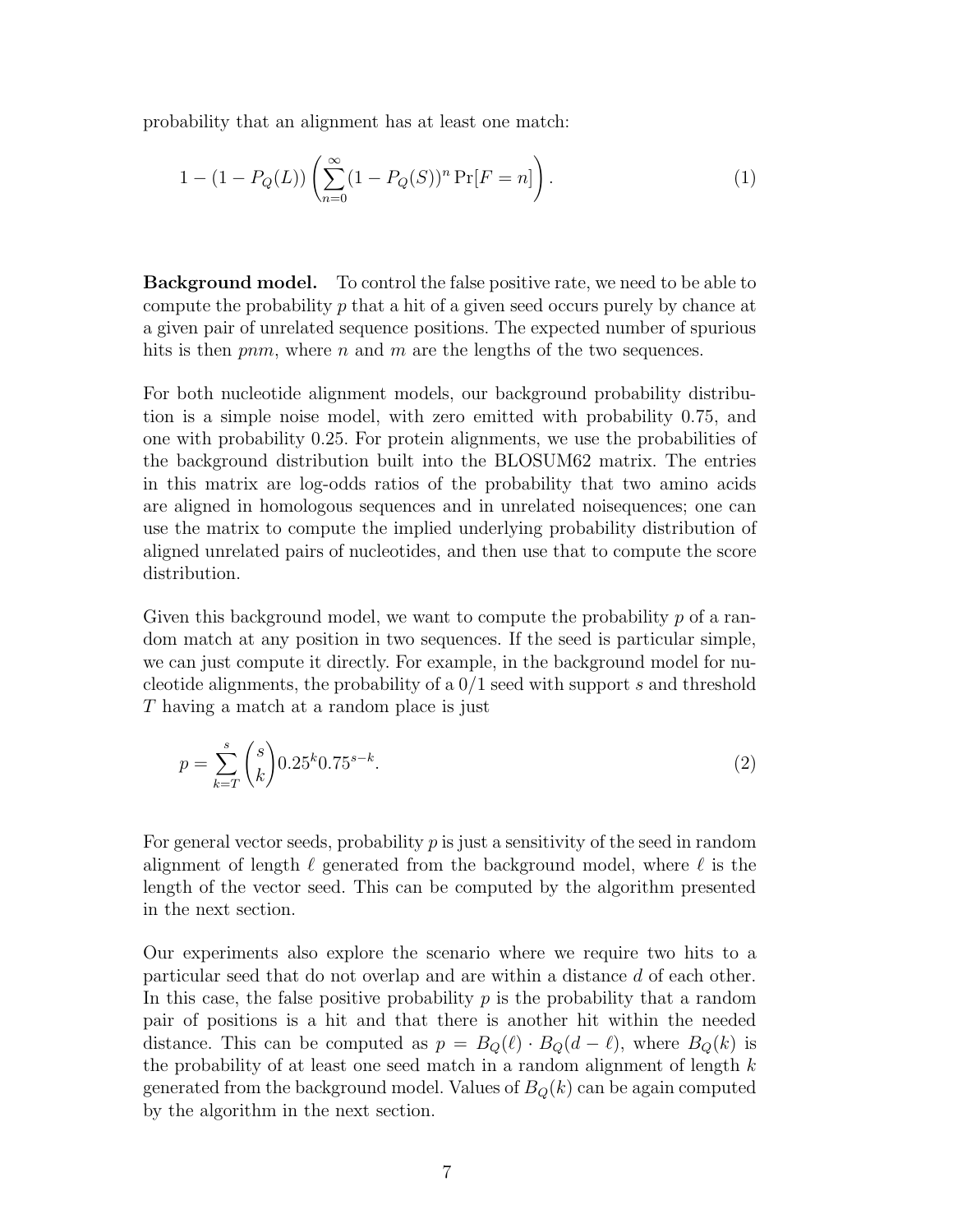probability that an alignment has at least one match:

$$1 - (1 - P_Q(L)) \left( \sum_{n=0}^{\infty} (1 - P_Q(S))^n \Pr[F = n] \right). \tag{1}$$

**Background model.** To control the false positive rate, we need to be able to compute the probability $p$ that a hit of a given seed occurs purely by chance at a given pair of unrelated sequence positions. The expected number of spurious hits is then $pnm$, where $n$ and $m$ are the lengths of the two sequences.

For both nucleotide alignment models, our background probability distribution is a simple noise model, with zero emitted with probability 0.75, and one with probability 0.25. For protein alignments, we use the probabilities of the background distribution built into the BLOSUM62 matrix. The entries in this matrix are log-odds ratios of the probability that two amino acids are aligned in homologous sequences and in unrelated noisequences; one can use the matrix to compute the implied underlying probability distribution of aligned unrelated pairs of nucleotides, and then use that to compute the score distribution.

Given this background model, we want to compute the probability $p$ of a random match at any position in two sequences. If the seed is particular simple, we can just compute it directly. For example, in the background model for nucleotide alignments, the probability of a 0/1 seed with support $s$ and threshold $T$ having a match at a random place is just

$$p = \sum_{k=T}^{s} \binom{s}{k} 0.25^k 0.75^{s-k}. \tag{2}$$

For general vector seeds, probability $p$ is just a sensitivity of the seed in random alignment of length $\ell$ generated from the background model, where $\ell$ is the length of the vector seed. This can be computed by the algorithm presented in the next section.

Our experiments also explore the scenario where we require two hits to a particular seed that do not overlap and are within a distance $d$ of each other. In this case, the false positive probability $p$ is the probability that a random pair of positions is a hit and that there is another hit within the needed distance. This can be computed as $p = B_Q(\ell) \cdot B_Q(d - \ell)$, where $B_Q(k)$ is the probability of at least one seed match in a random alignment of length $k$ generated from the background model. Values of $B_Q(k)$ can be again computed by the algorithm in the next section.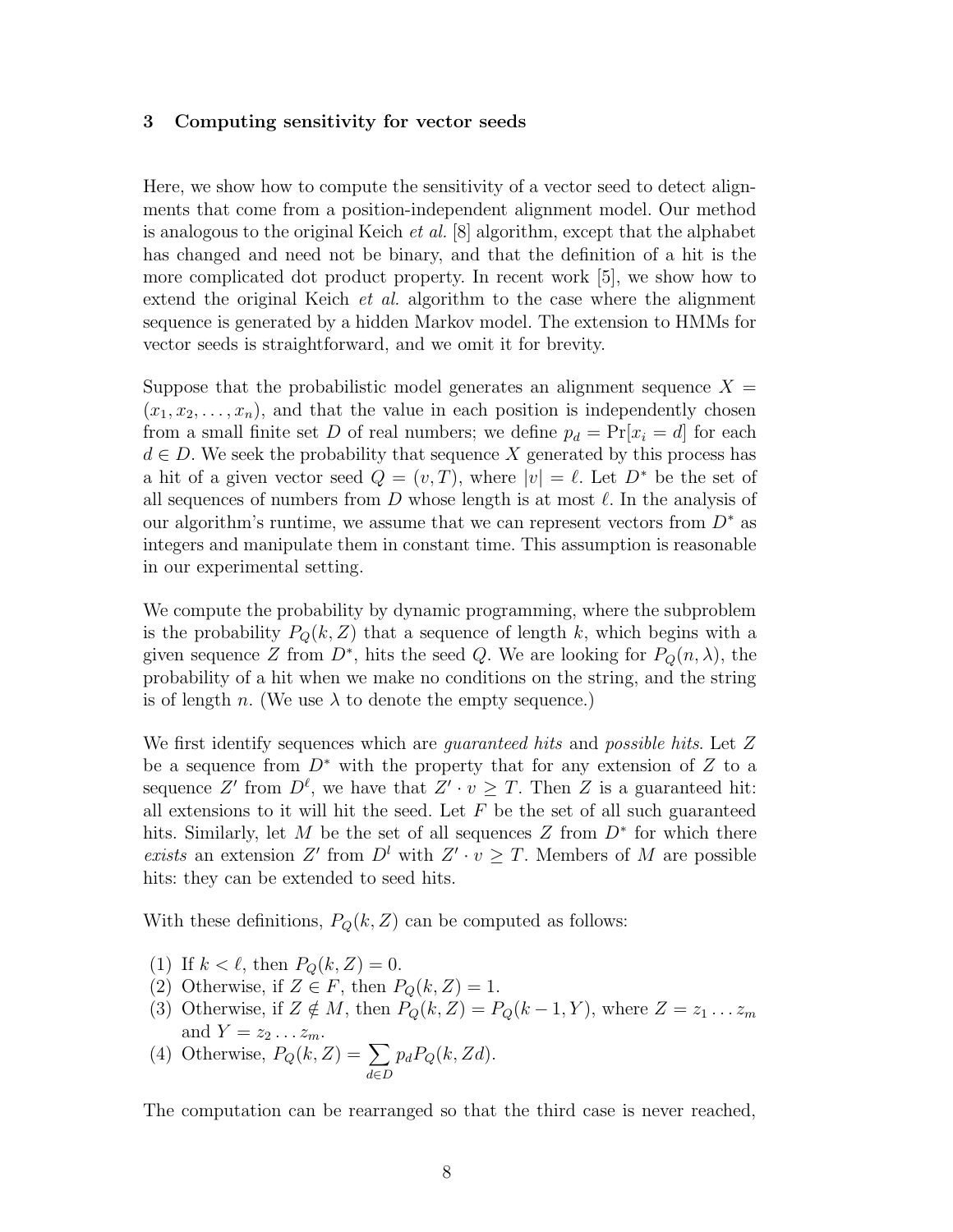## 3 Computing sensitivity for vector seeds

Here, we show how to compute the sensitivity of a vector seed to detect alignments that come from a position-independent alignment model. Our method is analogous to the original Keich *et al.* [8] algorithm, except that the alphabet has changed and need not be binary, and that the definition of a hit is the more complicated dot product property. In recent work [5], we show how to extend the original Keich *et al.* algorithm to the case where the alignment sequence is generated by a hidden Markov model. The extension to HMMs for vector seeds is straightforward, and we omit it for brevity.

Suppose that the probabilistic model generates an alignment sequence $X = (x_1, x_2, \ldots, x_n)$, and that the value in each position is independently chosen from a small finite set $D$ of real numbers; we define $p_d = \Pr[x_i = d]$ for each $d \in D$. We seek the probability that sequence $X$ generated by this process has a hit of a given vector seed $Q = (v, T)$, where $|v| = \ell$. Let $D^*$ be the set of all sequences of numbers from $D$ whose length is at most $\ell$. In the analysis of our algorithm's runtime, we assume that we can represent vectors from $D^*$ as integers and manipulate them in constant time. This assumption is reasonable in our experimental setting.

We compute the probability by dynamic programming, where the subproblem is the probability $P_Q(k, Z)$ that a sequence of length $k$, which begins with a given sequence $Z$ from $D^*$, hits the seed $Q$. We are looking for $P_Q(n, \lambda)$, the probability of a hit when we make no conditions on the string, and the string is of length $n$. (We use $\lambda$ to denote the empty sequence.)

We first identify sequences which are *guaranteed hits* and *possible hits*. Let $Z$ be a sequence from $D^*$ with the property that for any extension of $Z$ to a sequence $Z'$ from $D^\ell$, we have that $Z' \cdot v \geq T$. Then $Z$ is a guaranteed hit: all extensions to it will hit the seed. Let $F$ be the set of all such guaranteed hits. Similarly, let $M$ be the set of all sequences $Z$ from $D^*$ for which there *exists* an extension $Z'$ from $D^l$ with $Z' \cdot v \geq T$. Members of $M$ are possible hits: they can be extended to seed hits.

With these definitions, $P_Q(k, Z)$ can be computed as follows:

(1) If $k < \ell$, then $P_Q(k, Z) = 0$.
(2) Otherwise, if $Z \in F$, then $P_Q(k, Z) = 1$.
(3) Otherwise, if $Z \notin M$, then $P_Q(k, Z) = P_Q(k-1, Y)$, where $Z = z_1 \ldots z_m$ and $Y = z_2 \ldots z_m$.
(4) Otherwise, $P_Q(k, Z) = \sum_{d \in D} p_d P_Q(k, Zd)$.

The computation can be rearranged so that the third case is never reached,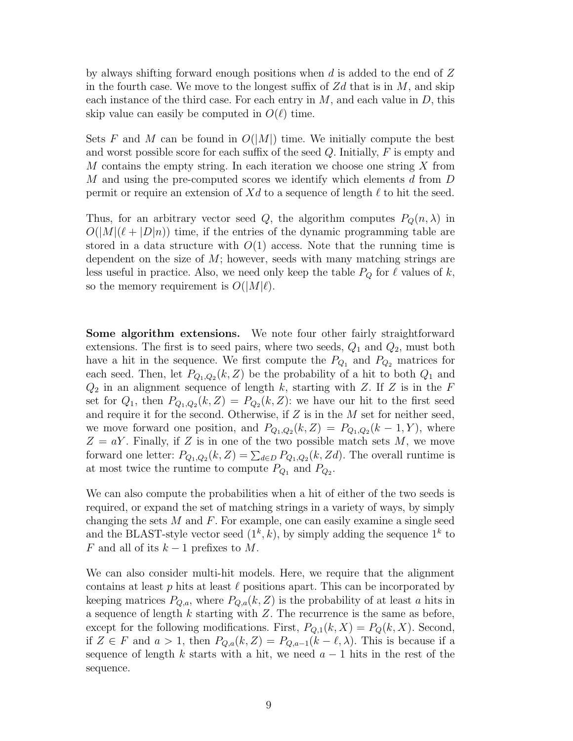by always shifting forward enough positions when $d$ is added to the end of $Z$ in the fourth case. We move to the longest suffix of $Zd$ that is in $M$, and skip each instance of the third case. For each entry in $M$, and each value in $D$, this skip value can easily be computed in $O(\ell)$ time.

Sets $F$ and $M$ can be found in $O(|M|)$ time. We initially compute the best and worst possible score for each suffix of the seed $Q$. Initially, $F$ is empty and $M$ contains the empty string. In each iteration we choose one string $X$ from $M$ and using the pre-computed scores we identify which elements $d$ from $D$ permit or require an extension of $Xd$ to a sequence of length $\ell$ to hit the seed.

Thus, for an arbitrary vector seed $Q$, the algorithm computes $P_Q(n, \lambda)$ in $O(|M|(\ell + |D|n))$ time, if the entries of the dynamic programming table are stored in a data structure with $O(1)$ access. Note that the running time is dependent on the size of $M$; however, seeds with many matching strings are less useful in practice. Also, we need only keep the table $P_Q$ for $\ell$ values of $k$, so the memory requirement is $O(|M|\ell)$.

**Some algorithm extensions.** We note four other fairly straightforward extensions. The first is to seed pairs, where two seeds, $Q_1$ and $Q_2$, must both have a hit in the sequence. We first compute the $P_{Q_1}$ and $P_{Q_2}$ matrices for each seed. Then, let $P_{Q_1,Q_2}(k, Z)$ be the probability of a hit to both $Q_1$ and $Q_2$ in an alignment sequence of length $k$, starting with $Z$. If $Z$ is in the $F$ set for $Q_1$, then $P_{Q_1,Q_2}(k, Z) = P_{Q_2}(k, Z)$: we have our hit to the first seed and require it for the second. Otherwise, if $Z$ is in the $M$ set for neither seed, we move forward one position, and $P_{Q_1,Q_2}(k, Z) = P_{Q_1,Q_2}(k - 1, Y)$, where $Z = aY$. Finally, if $Z$ is in one of the two possible match sets $M$, we move forward one letter: $P_{Q_1,Q_2}(k, Z) = \sum_{d \in D} P_{Q_1,Q_2}(k, Zd)$. The overall runtime is at most twice the runtime to compute $P_{Q_1}$ and $P_{Q_2}$.

We can also compute the probabilities when a hit of either of the two seeds is required, or expand the set of matching strings in a variety of ways, by simply changing the sets $M$ and $F$. For example, one can easily examine a single seed and the BLAST-style vector seed $(1^k, k)$, by simply adding the sequence $1^k$ to $F$ and all of its $k - 1$ prefixes to $M$.

We can also consider multi-hit models. Here, we require that the alignment contains at least $p$ hits at least $\ell$ positions apart. This can be incorporated by keeping matrices $P_{Q,a}$, where $P_{Q,a}(k, Z)$ is the probability of at least $a$ hits in a sequence of length $k$ starting with $Z$. The recurrence is the same as before, except for the following modifications. First, $P_{Q,1}(k, X) = P_Q(k, X)$. Second, if $Z \in F$ and $a > 1$, then $P_{Q,a}(k, Z) = P_{Q,a-1}(k - \ell, \lambda)$. This is because if a sequence of length $k$ starts with a hit, we need $a - 1$ hits in the rest of the sequence.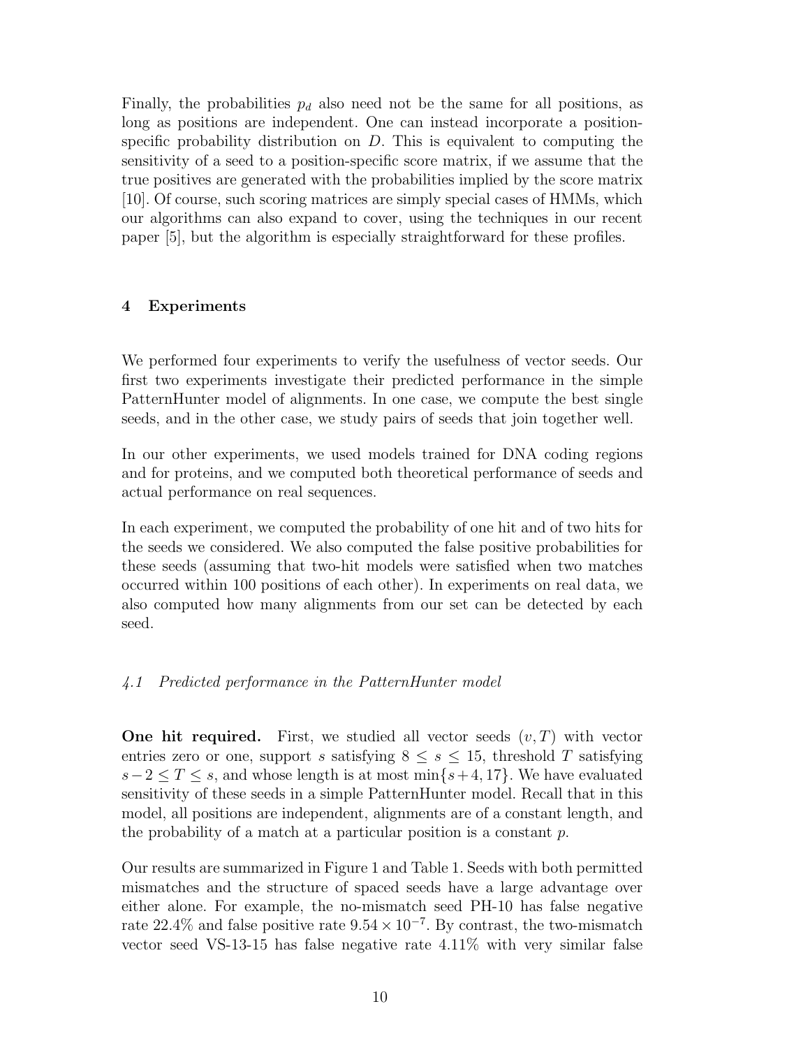Finally, the probabilities $p_d$ also need not be the same for all positions, as long as positions are independent. One can instead incorporate a position-specific probability distribution on $D$. This is equivalent to computing the sensitivity of a seed to a position-specific score matrix, if we assume that the true positives are generated with the probabilities implied by the score matrix [10]. Of course, such scoring matrices are simply special cases of HMMs, which our algorithms can also expand to cover, using the techniques in our recent paper [5], but the algorithm is especially straightforward for these profiles.

## 4 Experiments

We performed four experiments to verify the usefulness of vector seeds. Our first two experiments investigate their predicted performance in the simple PatternHunter model of alignments. In one case, we compute the best single seeds, and in the other case, we study pairs of seeds that join together well.

In our other experiments, we used models trained for DNA coding regions and for proteins, and we computed both theoretical performance of seeds and actual performance on real sequences.

In each experiment, we computed the probability of one hit and of two hits for the seeds we considered. We also computed the false positive probabilities for these seeds (assuming that two-hit models were satisfied when two matches occurred within 100 positions of each other). In experiments on real data, we also computed how many alignments from our set can be detected by each seed.

### *4.1 Predicted performance in the PatternHunter model*

**One hit required.** First, we studied all vector seeds $(v, T)$ with vector entries zero or one, support $s$ satisfying $8 \leq s \leq 15$, threshold $T$ satisfying $s-2 \leq T \leq s$, and whose length is at most $\min\{s+4, 17\}$. We have evaluated sensitivity of these seeds in a simple PatternHunter model. Recall that in this model, all positions are independent, alignments are of a constant length, and the probability of a match at a particular position is a constant $p$.

Our results are summarized in Figure 1 and Table 1. Seeds with both permitted mismatches and the structure of spaced seeds have a large advantage over either alone. For example, the no-mismatch seed PH-10 has false negative rate 22.4% and false positive rate $9.54 \times 10^{-7}$. By contrast, the two-mismatch vector seed VS-13-15 has false negative rate 4.11% with very similar false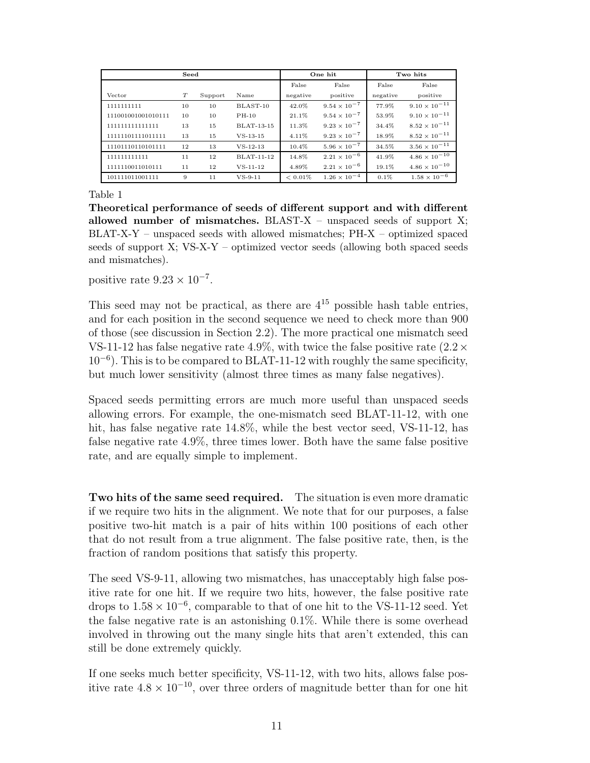| Seed | | | | One hit | | Two hits | |
|---|---|---|---|---|---|---|---|
| | | | | False | False | False | False |
| Vector | $T$ | Support | Name | negative | positive | negative | positive |
| 1111111111 | 10 | 10 | BLAST-10 | 42.0% | $9.54 \times 10^{-7}$ | 77.9% | $9.10 \times 10^{-11}$ |
| 111001001001010111 | 10 | 10 | PH-10 | 21.1% | $9.54 \times 10^{-7}$ | 53.9% | $9.10 \times 10^{-11}$ |
| 111111111111111 | 13 | 15 | BLAT-13-15 | 11.3% | $9.23 \times 10^{-7}$ | 34.4% | $8.52 \times 10^{-11}$ |
| 111111011111011111 | 13 | 15 | VS-13-15 | 4.11% | $9.23 \times 10^{-7}$ | 18.9% | $8.52 \times 10^{-11}$ |
| 11101110110101111 | 12 | 13 | VS-12-13 | 10.4% | $5.96 \times 10^{-7}$ | 34.5% | $3.56 \times 10^{-11}$ |
| 111111111111 | 11 | 12 | BLAT-11-12 | 14.8% | $2.21 \times 10^{-6}$ | 41.9% | $4.86 \times 10^{-10}$ |
| 1111110011010111 | 11 | 12 | VS-11-12 | 4.89% | $2.21 \times 10^{-6}$ | 19.1% | $4.86 \times 10^{-10}$ |
| 101111011001111 | 9 | 11 | VS-9-11 | $< 0.01$% | $1.26 \times 10^{-4}$ | 0.1% | $1.58 \times 10^{-6}$ |

Table 1

**Theoretical performance of seeds of different support and with different allowed number of mismatches.** BLAST-X – unspaced seeds of support X; BLAT-X-Y – unspaced seeds with allowed mismatches; PH-X – optimized spaced seeds of support X; VS-X-Y – optimized vector seeds (allowing both spaced seeds and mismatches).

positive rate $9.23 \times 10^{-7}$.

This seed may not be practical, as there are $4^{15}$ possible hash table entries, and for each position in the second sequence we need to check more than 900 of those (see discussion in Section 2.2). The more practical one mismatch seed VS-11-12 has false negative rate 4.9%, with twice the false positive rate ($2.2 \times 10^{-6}$). This is to be compared to BLAT-11-12 with roughly the same specificity, but much lower sensitivity (almost three times as many false negatives).

Spaced seeds permitting errors are much more useful than unspaced seeds allowing errors. For example, the one-mismatch seed BLAT-11-12, with one hit, has false negative rate 14.8%, while the best vector seed, VS-11-12, has false negative rate 4.9%, three times lower. Both have the same false positive rate, and are equally simple to implement.

**Two hits of the same seed required.** The situation is even more dramatic if we require two hits in the alignment. We note that for our purposes, a false positive two-hit match is a pair of hits within 100 positions of each other that do not result from a true alignment. The false positive rate, then, is the fraction of random positions that satisfy this property.

The seed VS-9-11, allowing two mismatches, has unacceptably high false positive rate for one hit. If we require two hits, however, the false positive rate drops to $1.58 \times 10^{-6}$, comparable to that of one hit to the VS-11-12 seed. Yet the false negative rate is an astonishing 0.1%. While there is some overhead involved in throwing out the many single hits that aren't extended, this can still be done extremely quickly.

If one seeks much better specificity, VS-11-12, with two hits, allows false positive rate $4.8 \times 10^{-10}$, over three orders of magnitude better than for one hit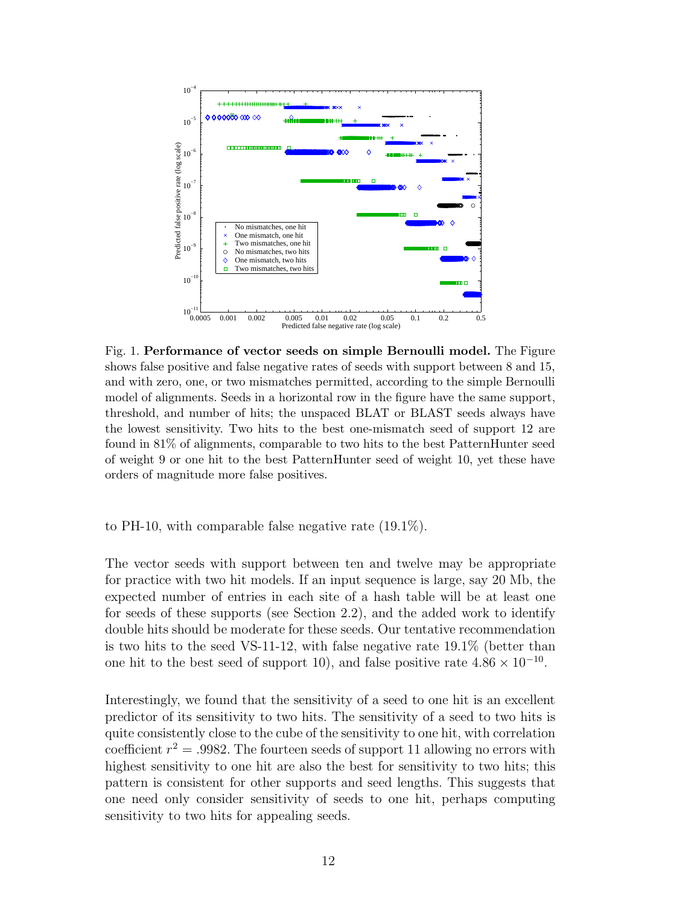Fig. 1. **Performance of vector seeds on simple Bernoulli model.** The Figure shows false positive and false negative rates of seeds with support between 8 and 15, and with zero, one, or two mismatches permitted, according to the simple Bernoulli model of alignments. Seeds in a horizontal row in the figure have the same support, threshold, and number of hits; the unspaced BLAT or BLAST seeds always have the lowest sensitivity. Two hits to the best one-mismatch seed of support 12 are found in 81% of alignments, comparable to two hits to the best PatternHunter seed of weight 9 or one hit to the best PatternHunter seed of weight 10, yet these have orders of magnitude more false positives.

to PH-10, with comparable false negative rate (19.1%).

The vector seeds with support between ten and twelve may be appropriate for practice with two hit models. If an input sequence is large, say 20 Mb, the expected number of entries in each site of a hash table will be at least one for seeds of these supports (see Section 2.2), and the added work to identify double hits should be moderate for these seeds. Our tentative recommendation is two hits to the seed VS-11-12, with false negative rate 19.1% (better than one hit to the best seed of support 10), and false positive rate $4.86 \times 10^{-10}$.

Interestingly, we found that the sensitivity of a seed to one hit is an excellent predictor of its sensitivity to two hits. The sensitivity of a seed to two hits is quite consistently close to the cube of the sensitivity to one hit, with correlation coefficient $r^2 = .9982$. The fourteen seeds of support 11 allowing no errors with highest sensitivity to one hit are also the best for sensitivity to two hits; this pattern is consistent for other supports and seed lengths. This suggests that one need only consider sensitivity of seeds to one hit, perhaps computing sensitivity to two hits for appealing seeds.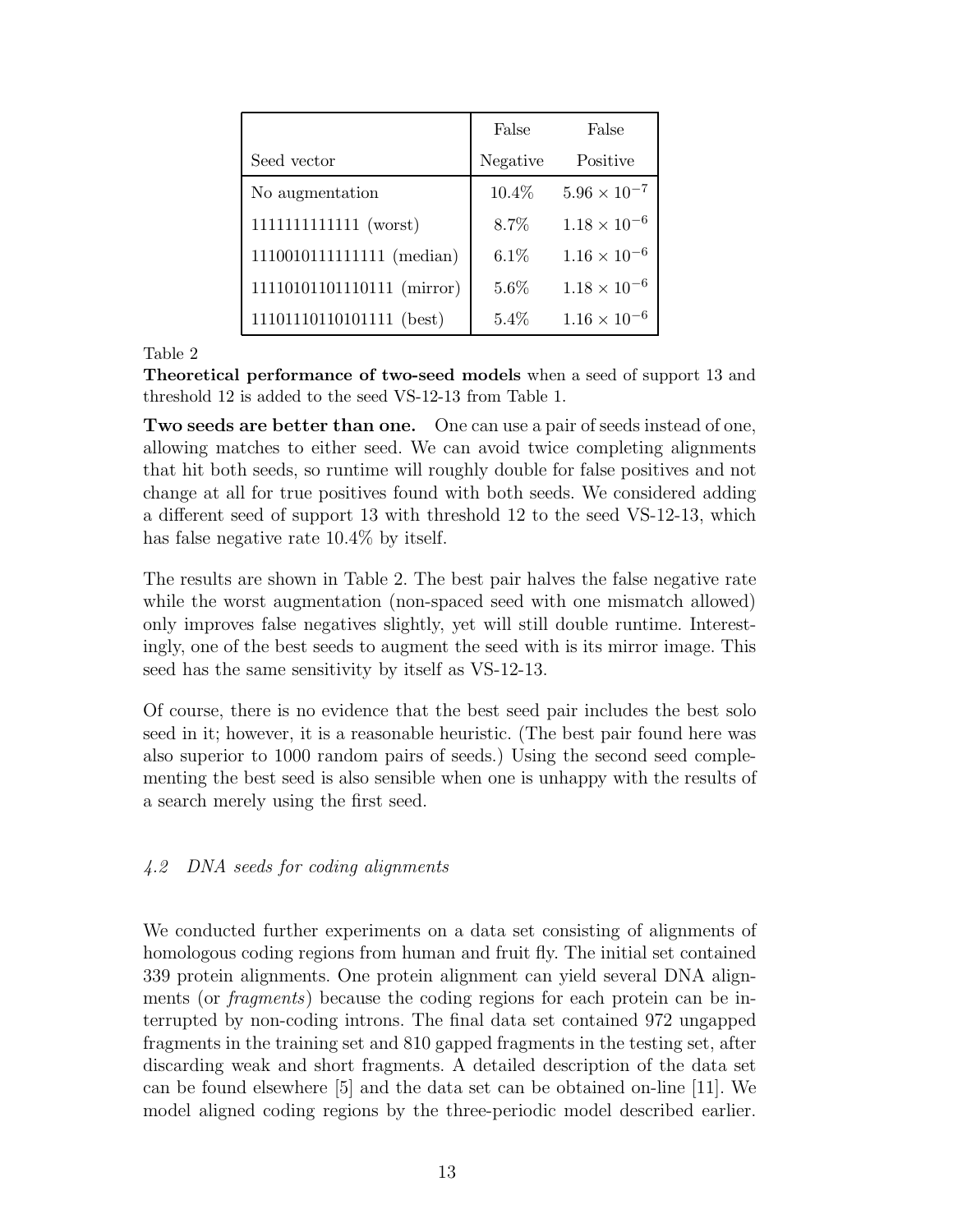| Seed vector | False Negative | False Positive |
| --- | --- | --- |
| No augmentation | 10.4% | $5.96 \times 10^{-7}$ |
| 1111111111111 (worst) | 8.7% | $1.18 \times 10^{-6}$ |
| 1110010111111111 (median) | 6.1% | $1.16 \times 10^{-6}$ |
| 11110101101110111 (mirror) | 5.6% | $1.18 \times 10^{-6}$ |
| 11101110110101111 (best) | 5.4% | $1.16 \times 10^{-6}$ |

Table 2

**Theoretical performance of two-seed models** when a seed of support 13 and threshold 12 is added to the seed VS-12-13 from Table 1.

**Two seeds are better than one.** One can use a pair of seeds instead of one, allowing matches to either seed. We can avoid twice completing alignments that hit both seeds, so runtime will roughly double for false positives and not change at all for true positives found with both seeds. We considered adding a different seed of support 13 with threshold 12 to the seed VS-12-13, which has false negative rate 10.4% by itself.

The results are shown in Table 2. The best pair halves the false negative rate while the worst augmentation (non-spaced seed with one mismatch allowed) only improves false negatives slightly, yet will still double runtime. Interestingly, one of the best seeds to augment the seed with is its mirror image. This seed has the same sensitivity by itself as VS-12-13.

Of course, there is no evidence that the best seed pair includes the best solo seed in it; however, it is a reasonable heuristic. (The best pair found here was also superior to 1000 random pairs of seeds.) Using the second seed complementing the best seed is also sensible when one is unhappy with the results of a search merely using the first seed.

### *4.2 DNA seeds for coding alignments*

We conducted further experiments on a data set consisting of alignments of homologous coding regions from human and fruit fly. The initial set contained 339 protein alignments. One protein alignment can yield several DNA alignments (or *fragments*) because the coding regions for each protein can be interrupted by non-coding introns. The final data set contained 972 ungapped fragments in the training set and 810 gapped fragments in the testing set, after discarding weak and short fragments. A detailed description of the data set can be found elsewhere [5] and the data set can be obtained on-line [11]. We model aligned coding regions by the three-periodic model described earlier.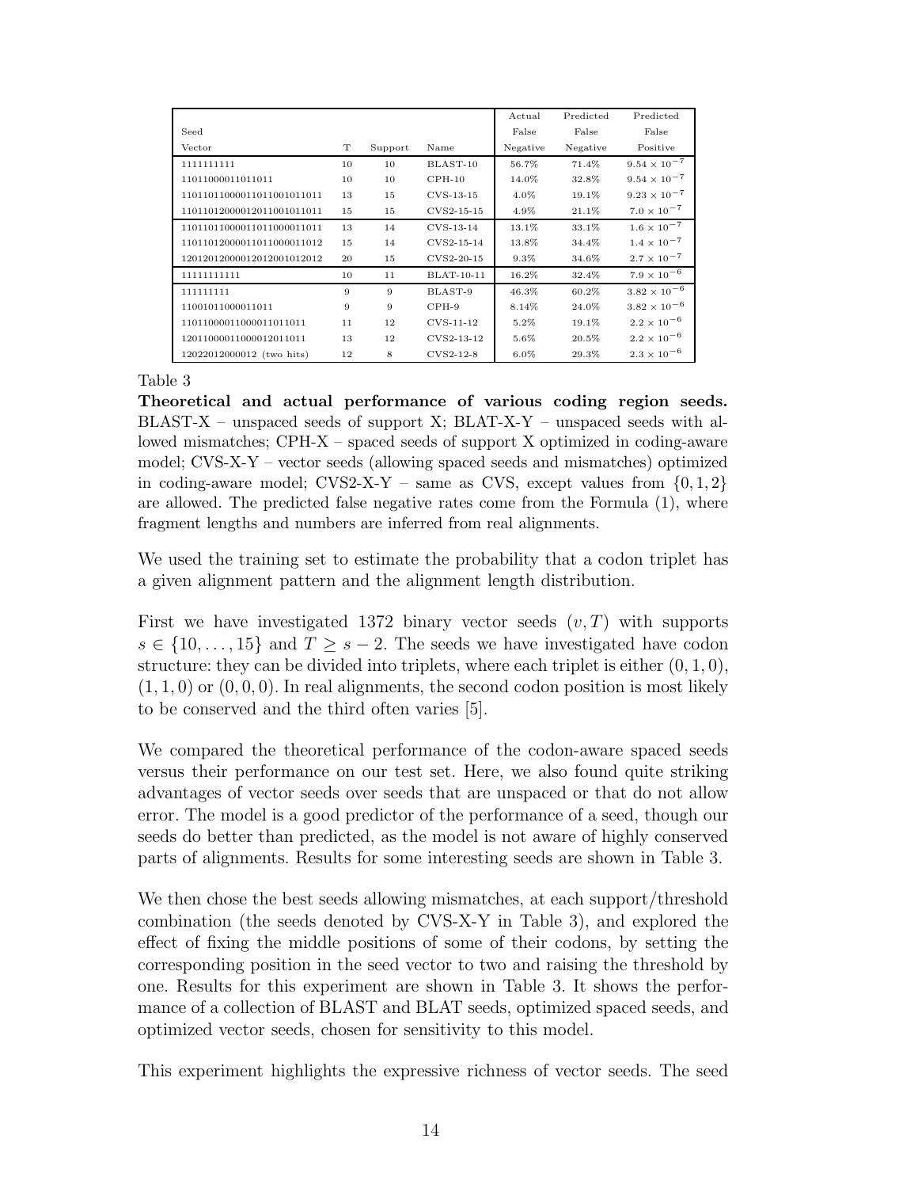| Seed Vector | T | Support | Name | Actual False Negative | Predicted False Negative | Predicted False Positive |
|---|---|---|---|---|---|---|
| 1111111111 | 10 | 10 | BLAST-10 | 56.7% | 71.4% | $9.54 \times 10^{-7}$ |
| 11011000011011011 | 10 | 10 | CPH-10 | 14.0% | 32.8% | $9.54 \times 10^{-7}$ |
| 110110110000110110010110111 | 13 | 15 | CVS-13-15 | 4.0% | 19.1% | $9.23 \times 10^{-7}$ |
| 110110120000120110010110111 | 15 | 15 | CVS2-15-15 | 4.9% | 21.1% | $7.0 \times 10^{-7}$ |
| 110110110000110110000110111 | 13 | 14 | CVS-13-14 | 13.1% | 33.1% | $1.6 \times 10^{-7}$ |
| 110110120000110110000110112 | 15 | 14 | CVS2-15-14 | 13.8% | 34.4% | $1.4 \times 10^{-7}$ |
| 120120120000120120010120112 | 20 | 15 | CVS2-20-15 | 9.3% | 34.6% | $2.7 \times 10^{-7}$ |
| 11111111111 | 10 | 11 | BLAT-10-11 | 16.2% | 32.4% | $7.9 \times 10^{-6}$ |
| 111111111 | 9 | 9 | BLAST-9 | 46.3% | 60.2% | $3.82 \times 10^{-6}$ |
| 11001011000011011 | 9 | 9 | CPH-9 | 8.14% | 24.0% | $3.82 \times 10^{-6}$ |
| 1101100001100000110110111 | 11 | 12 | CVS-11-12 | 5.2% | 19.1% | $2.2 \times 10^{-6}$ |
| 1201100001100000120110111 | 13 | 12 | CVS2-13-12 | 5.6% | 20.5% | $2.2 \times 10^{-6}$ |
| 12022012000012 (two hits) | 12 | 8 | CVS2-12-8 | 6.0% | 29.3% | $2.3 \times 10^{-6}$ |

Table 3

**Theoretical and actual performance of various coding region seeds.** BLAST-X – unspaced seeds of support X; BLAT-X-Y – unspaced seeds with allowed mismatches; CPH-X – spaced seeds of support X optimized in coding-aware model; CVS-X-Y – vector seeds (allowing spaced seeds and mismatches) optimized in coding-aware model; CVS2-X-Y – same as CVS, except values from $\{0, 1, 2\}$ are allowed. The predicted false negative rates come from the Formula (1), where fragment lengths and numbers are inferred from real alignments.

We used the training set to estimate the probability that a codon triplet has a given alignment pattern and the alignment length distribution.

First we have investigated 1372 binary vector seeds $(v, T)$ with supports $s \in \{10, \ldots, 15\}$ and $T \geq s - 2$. The seeds we have investigated have codon structure: they can be divided into triplets, where each triplet is either $(0, 1, 0)$, $(1, 1, 0)$ or $(0, 0, 0)$. In real alignments, the second codon position is most likely to be conserved and the third often varies [5].

We compared the theoretical performance of the codon-aware spaced seeds versus their performance on our test set. Here, we also found quite striking advantages of vector seeds over seeds that are unspaced or that do not allow error. The model is a good predictor of the performance of a seed, though our seeds do better than predicted, as the model is not aware of highly conserved parts of alignments. Results for some interesting seeds are shown in Table 3.

We then chose the best seeds allowing mismatches, at each support/threshold combination (the seeds denoted by CVS-X-Y in Table 3), and explored the effect of fixing the middle positions of some of their codons, by setting the corresponding position in the seed vector to two and raising the threshold by one. Results for this experiment are shown in Table 3. It shows the performance of a collection of BLAST and BLAT seeds, optimized spaced seeds, and optimized vector seeds, chosen for sensitivity to this model.

This experiment highlights the expressive richness of vector seeds. The seed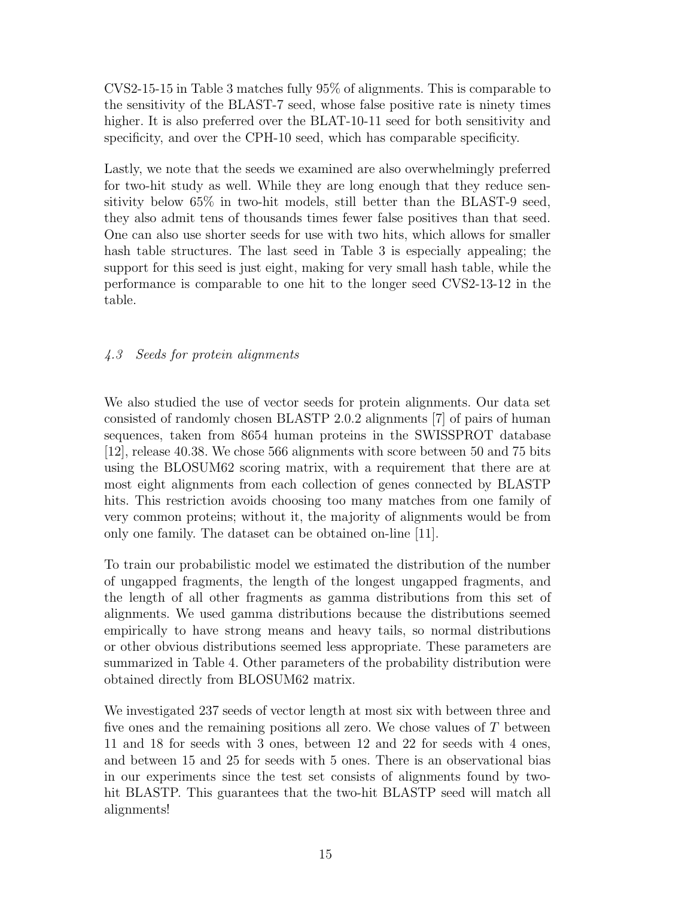CVS2-15-15 in Table 3 matches fully 95% of alignments. This is comparable to the sensitivity of the BLAST-7 seed, whose false positive rate is ninety times higher. It is also preferred over the BLAT-10-11 seed for both sensitivity and specificity, and over the CPH-10 seed, which has comparable specificity.

Lastly, we note that the seeds we examined are also overwhelmingly preferred for two-hit study as well. While they are long enough that they reduce sensitivity below 65% in two-hit models, still better than the BLAST-9 seed, they also admit tens of thousands times fewer false positives than that seed. One can also use shorter seeds for use with two hits, which allows for smaller hash table structures. The last seed in Table 3 is especially appealing; the support for this seed is just eight, making for very small hash table, while the performance is comparable to one hit to the longer seed CVS2-13-12 in the table.

### *4.3 Seeds for protein alignments*

We also studied the use of vector seeds for protein alignments. Our data set consisted of randomly chosen BLASTP 2.0.2 alignments [7] of pairs of human sequences, taken from 8654 human proteins in the SWISSPROT database [12], release 40.38. We chose 566 alignments with score between 50 and 75 bits using the BLOSUM62 scoring matrix, with a requirement that there are at most eight alignments from each collection of genes connected by BLASTP hits. This restriction avoids choosing too many matches from one family of very common proteins; without it, the majority of alignments would be from only one family. The dataset can be obtained on-line [11].

To train our probabilistic model we estimated the distribution of the number of ungapped fragments, the length of the longest ungapped fragments, and the length of all other fragments as gamma distributions from this set of alignments. We used gamma distributions because the distributions seemed empirically to have strong means and heavy tails, so normal distributions or other obvious distributions seemed less appropriate. These parameters are summarized in Table 4. Other parameters of the probability distribution were obtained directly from BLOSUM62 matrix.

We investigated 237 seeds of vector length at most six with between three and five ones and the remaining positions all zero. We chose values of $T$ between 11 and 18 for seeds with 3 ones, between 12 and 22 for seeds with 4 ones, and between 15 and 25 for seeds with 5 ones. There is an observational bias in our experiments since the test set consists of alignments found by two-hit BLASTP. This guarantees that the two-hit BLASTP seed will match all alignments!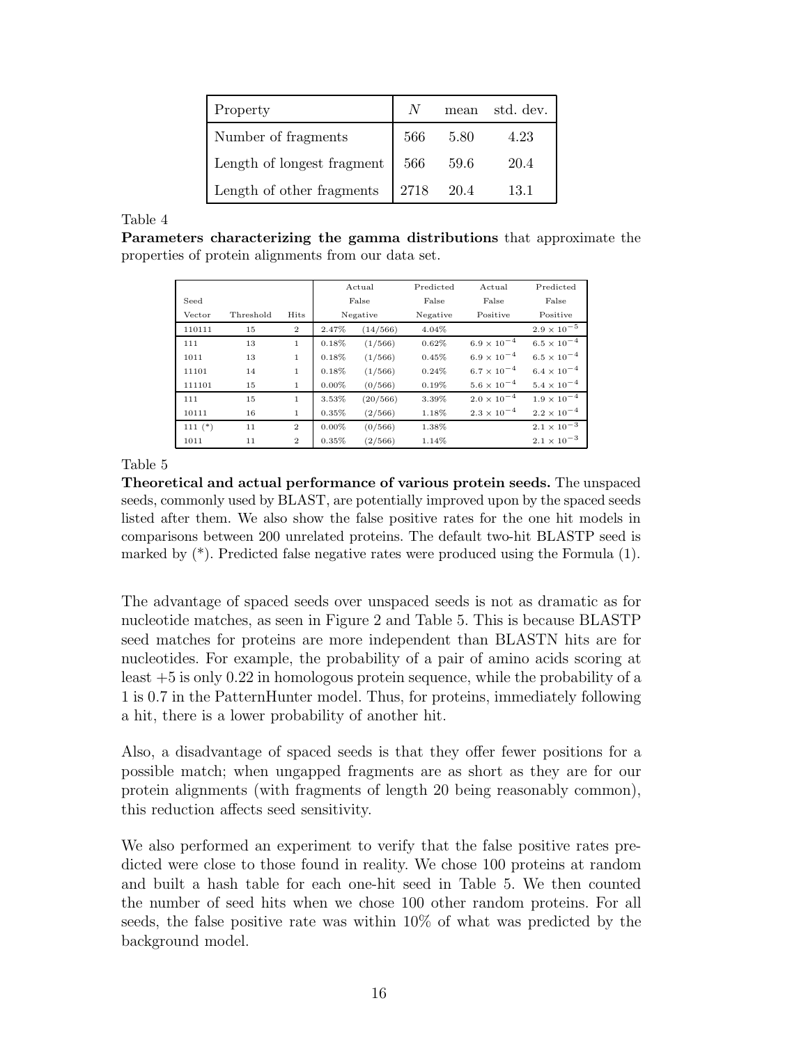| Property | $N$ | mean | std. dev. |
| --- | --- | --- | --- |
| Number of fragments | 566 | 5.80 | 4.23 |
| Length of longest fragment | 566 | 59.6 | 20.4 |
| Length of other fragments | 2718 | 20.4 | 13.1 |

Table 4

**Parameters characterizing the gamma distributions** that approximate the properties of protein alignments from our data set.

| Seed Vector | Threshold | Hits | Actual False Negative | | Predicted False Negative | Actual False Positive | Predicted False Positive |
| --- | --- | --- | --- | --- | --- | --- | --- |
| 110111 | 15 | 2 | 2.47% | (14/566) | 4.04% | | $2.9 \times 10^{-5}$ |
| 111 | 13 | 1 | 0.18% | (1/566) | 0.62% | $6.9 \times 10^{-4}$ | $6.5 \times 10^{-4}$ |
| 1011 | 13 | 1 | 0.18% | (1/566) | 0.45% | $6.9 \times 10^{-4}$ | $6.5 \times 10^{-4}$ |
| 11101 | 14 | 1 | 0.18% | (1/566) | 0.24% | $6.7 \times 10^{-4}$ | $6.4 \times 10^{-4}$ |
| 111101 | 15 | 1 | 0.00% | (0/566) | 0.19% | $5.6 \times 10^{-4}$ | $5.4 \times 10^{-4}$ |
| 111 | 15 | 1 | 3.53% | (20/566) | 3.39% | $2.0 \times 10^{-4}$ | $1.9 \times 10^{-4}$ |
| 10111 | 16 | 1 | 0.35% | (2/566) | 1.18% | $2.3 \times 10^{-4}$ | $2.2 \times 10^{-4}$ |
| 111 (*) | 11 | 2 | 0.00% | (0/566) | 1.38% | | $2.1 \times 10^{-3}$ |
| 1011 | 11 | 2 | 0.35% | (2/566) | 1.14% | | $2.1 \times 10^{-3}$ |

Table 5

**Theoretical and actual performance of various protein seeds.** The unspaced seeds, commonly used by BLAST, are potentially improved upon by the spaced seeds listed after them. We also show the false positive rates for the one hit models in comparisons between 200 unrelated proteins. The default two-hit BLASTP seed is marked by (*). Predicted false negative rates were produced using the Formula (1).

The advantage of spaced seeds over unspaced seeds is not as dramatic as for nucleotide matches, as seen in Figure 2 and Table 5. This is because BLASTP seed matches for proteins are more independent than BLASTN hits are for nucleotides. For example, the probability of a pair of amino acids scoring at least +5 is only 0.22 in homologous protein sequence, while the probability of a 1 is 0.7 in the PatternHunter model. Thus, for proteins, immediately following a hit, there is a lower probability of another hit.

Also, a disadvantage of spaced seeds is that they offer fewer positions for a possible match; when ungapped fragments are as short as they are for our protein alignments (with fragments of length 20 being reasonably common), this reduction affects seed sensitivity.

We also performed an experiment to verify that the false positive rates predicted were close to those found in reality. We chose 100 proteins at random and built a hash table for each one-hit seed in Table 5. We then counted the number of seed hits when we chose 100 other random proteins. For all seeds, the false positive rate was within 10% of what was predicted by the background model.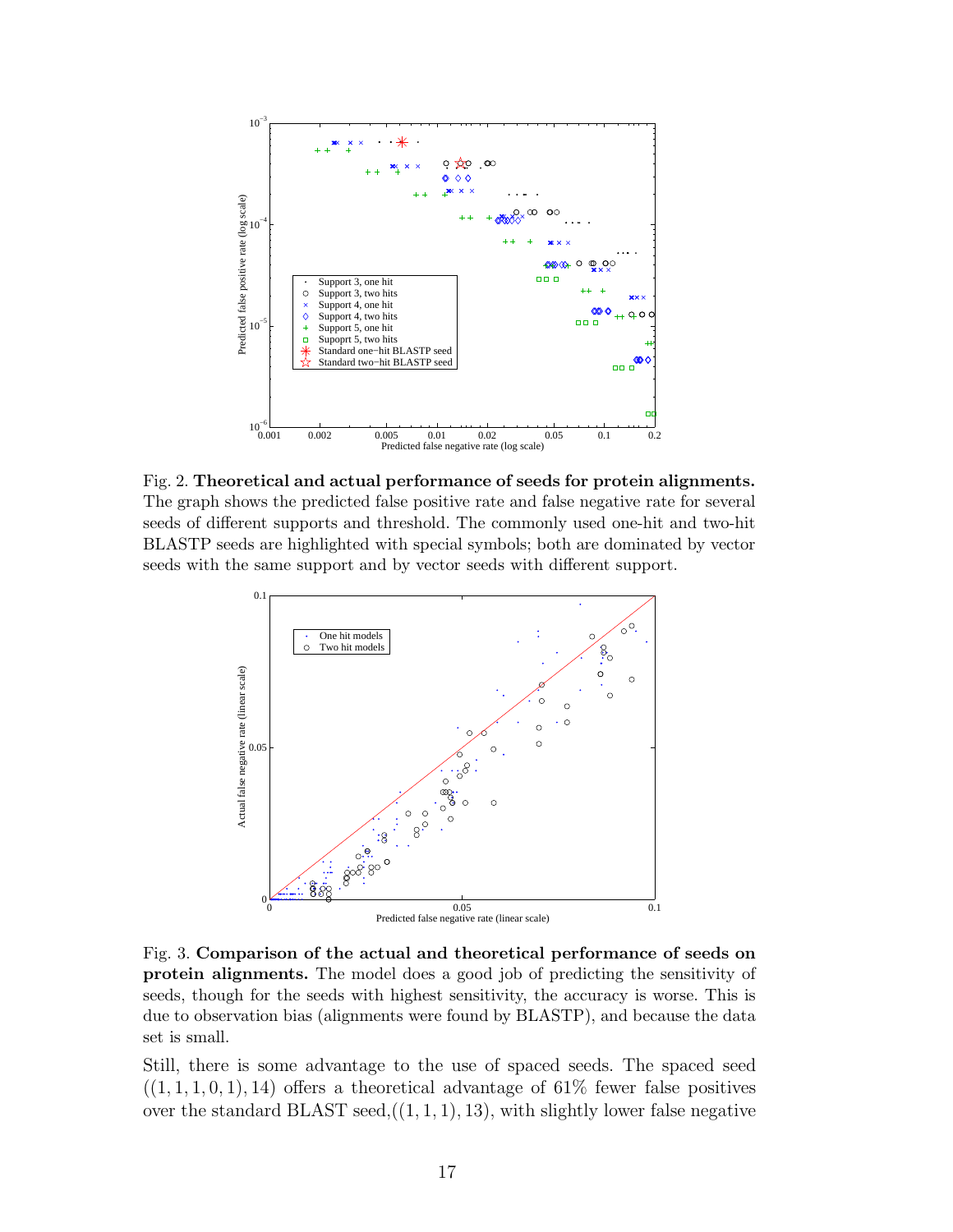Fig. 2. **Theoretical and actual performance of seeds for protein alignments.** The graph shows the predicted false positive rate and false negative rate for several seeds of different supports and threshold. The commonly used one-hit and two-hit BLASTP seeds are highlighted with special symbols; both are dominated by vector seeds with the same support and by vector seeds with different support.

Fig. 3. **Comparison of the actual and theoretical performance of seeds on protein alignments.** The model does a good job of predicting the sensitivity of seeds, though for the seeds with highest sensitivity, the accuracy is worse. This is due to observation bias (alignments were found by BLASTP), and because the data set is small.

Still, there is some advantage to the use of spaced seeds. The spaced seed $((1, 1, 1, 0, 1), 14)$ offers a theoretical advantage of 61% fewer false positives over the standard BLAST seed,$((1, 1, 1), 13)$, with slightly lower false negative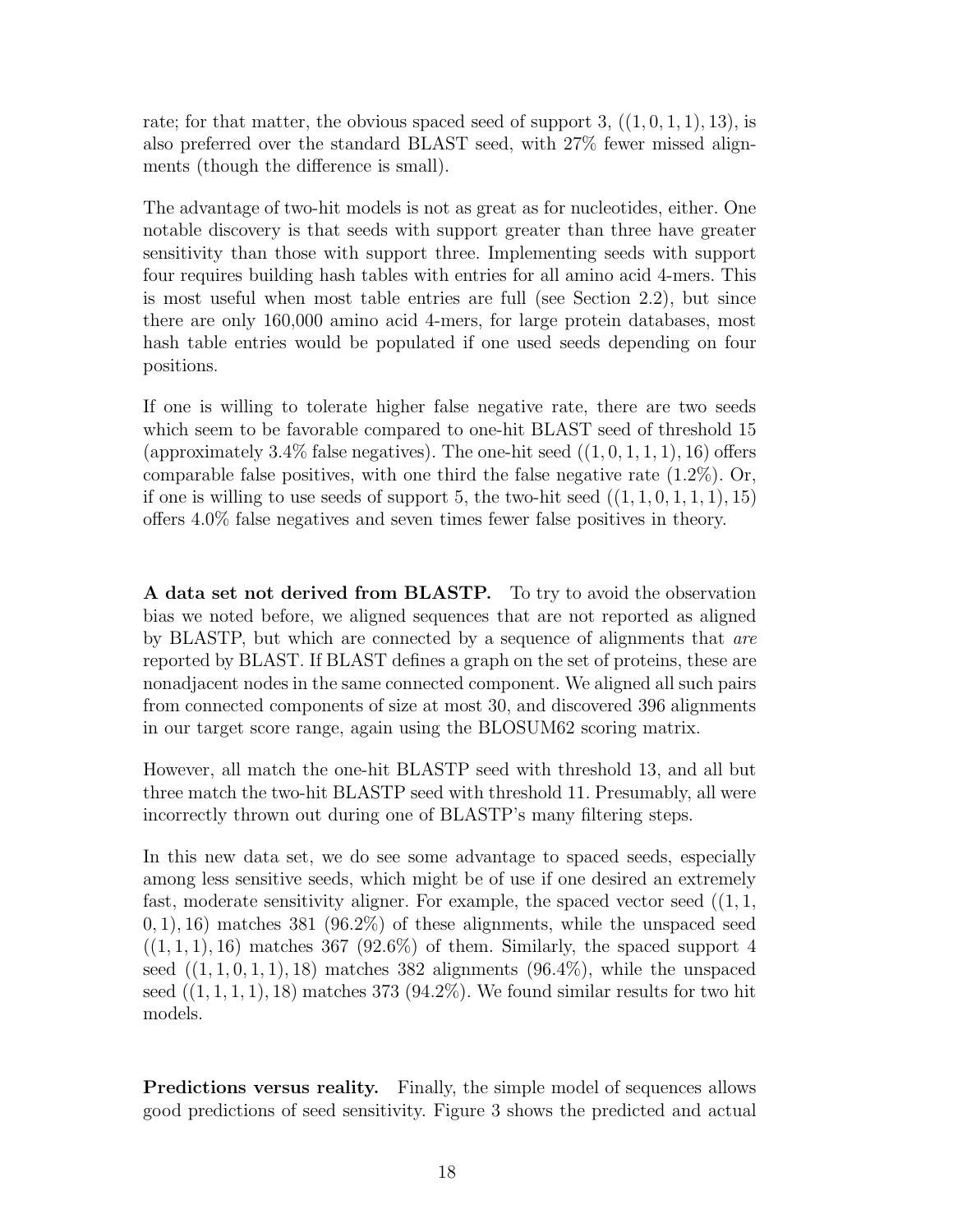rate; for that matter, the obvious spaced seed of support 3, $((1,0,1,1),13)$, is also preferred over the standard BLAST seed, with 27% fewer missed alignments (though the difference is small).

The advantage of two-hit models is not as great as for nucleotides, either. One notable discovery is that seeds with support greater than three have greater sensitivity than those with support three. Implementing seeds with support four requires building hash tables with entries for all amino acid 4-mers. This is most useful when most table entries are full (see Section 2.2), but since there are only 160,000 amino acid 4-mers, for large protein databases, most hash table entries would be populated if one used seeds depending on four positions.

If one is willing to tolerate higher false negative rate, there are two seeds which seem to be favorable compared to one-hit BLAST seed of threshold 15 (approximately 3.4% false negatives). The one-hit seed $((1,0,1,1,1),16)$ offers comparable false positives, with one third the false negative rate (1.2%). Or, if one is willing to use seeds of support 5, the two-hit seed $((1,1,0,1,1,1),15)$ offers 4.0% false negatives and seven times fewer false positives in theory.

**A data set not derived from BLASTP.** To try to avoid the observation bias we noted before, we aligned sequences that are not reported as aligned by BLASTP, but which are connected by a sequence of alignments that *are* reported by BLAST. If BLAST defines a graph on the set of proteins, these are nonadjacent nodes in the same connected component. We aligned all such pairs from connected components of size at most 30, and discovered 396 alignments in our target score range, again using the BLOSUM62 scoring matrix.

However, all match the one-hit BLASTP seed with threshold 13, and all but three match the two-hit BLASTP seed with threshold 11. Presumably, all were incorrectly thrown out during one of BLASTP's many filtering steps.

In this new data set, we do see some advantage to spaced seeds, especially among less sensitive seeds, which might be of use if one desired an extremely fast, moderate sensitivity aligner. For example, the spaced vector seed $((1,1,0,1),16)$ matches 381 (96.2%) of these alignments, while the unspaced seed $((1,1,1),16)$ matches 367 (92.6%) of them. Similarly, the spaced support 4 seed $((1,1,0,1,1),18)$ matches 382 alignments (96.4%), while the unspaced seed $((1,1,1,1),18)$ matches 373 (94.2%). We found similar results for two hit models.

**Predictions versus reality.** Finally, the simple model of sequences allows good predictions of seed sensitivity. Figure 3 shows the predicted and actual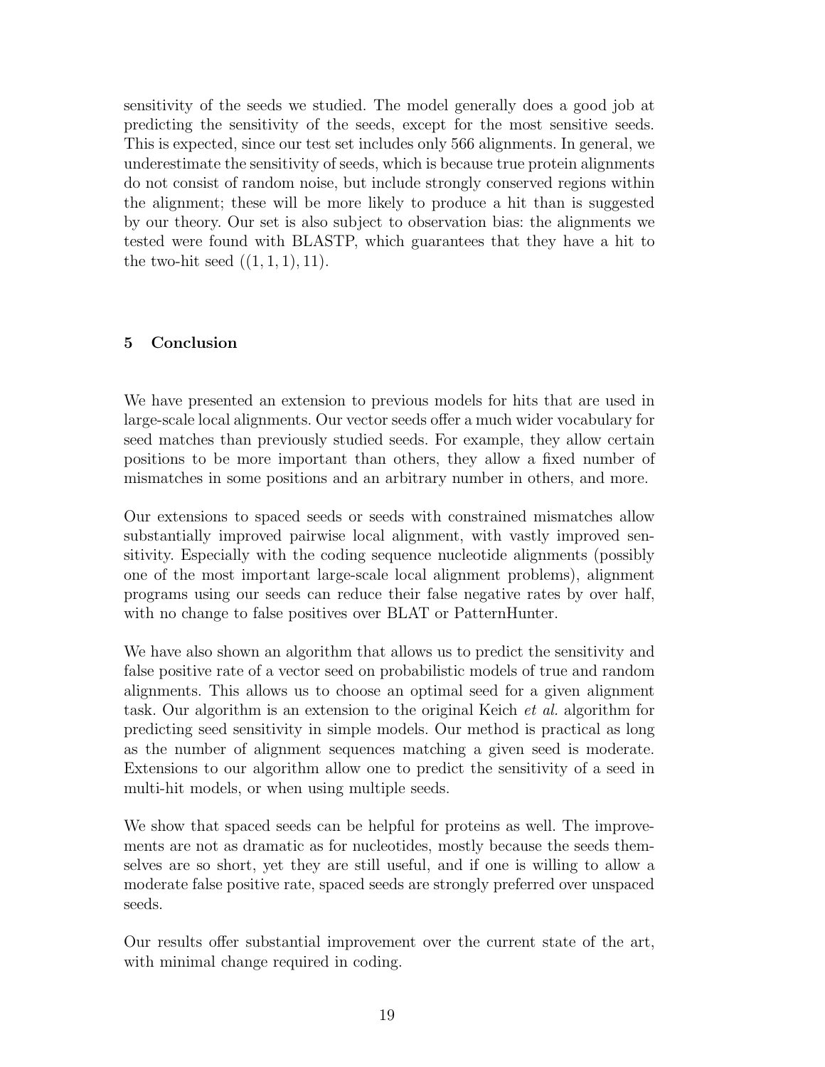sensitivity of the seeds we studied. The model generally does a good job at predicting the sensitivity of the seeds, except for the most sensitive seeds. This is expected, since our test set includes only 566 alignments. In general, we underestimate the sensitivity of seeds, which is because true protein alignments do not consist of random noise, but include strongly conserved regions within the alignment; these will be more likely to produce a hit than is suggested by our theory. Our set is also subject to observation bias: the alignments we tested were found with BLASTP, which guarantees that they have a hit to the two-hit seed $((1,1,1),11)$.

## 5 Conclusion

We have presented an extension to previous models for hits that are used in large-scale local alignments. Our vector seeds offer a much wider vocabulary for seed matches than previously studied seeds. For example, they allow certain positions to be more important than others, they allow a fixed number of mismatches in some positions and an arbitrary number in others, and more.

Our extensions to spaced seeds or seeds with constrained mismatches allow substantially improved pairwise local alignment, with vastly improved sensitivity. Especially with the coding sequence nucleotide alignments (possibly one of the most important large-scale local alignment problems), alignment programs using our seeds can reduce their false negative rates by over half, with no change to false positives over BLAT or PatternHunter.

We have also shown an algorithm that allows us to predict the sensitivity and false positive rate of a vector seed on probabilistic models of true and random alignments. This allows us to choose an optimal seed for a given alignment task. Our algorithm is an extension to the original Keich *et al.* algorithm for predicting seed sensitivity in simple models. Our method is practical as long as the number of alignment sequences matching a given seed is moderate. Extensions to our algorithm allow one to predict the sensitivity of a seed in multi-hit models, or when using multiple seeds.

We show that spaced seeds can be helpful for proteins as well. The improvements are not as dramatic as for nucleotides, mostly because the seeds themselves are so short, yet they are still useful, and if one is willing to allow a moderate false positive rate, spaced seeds are strongly preferred over unspaced seeds.

Our results offer substantial improvement over the current state of the art, with minimal change required in coding.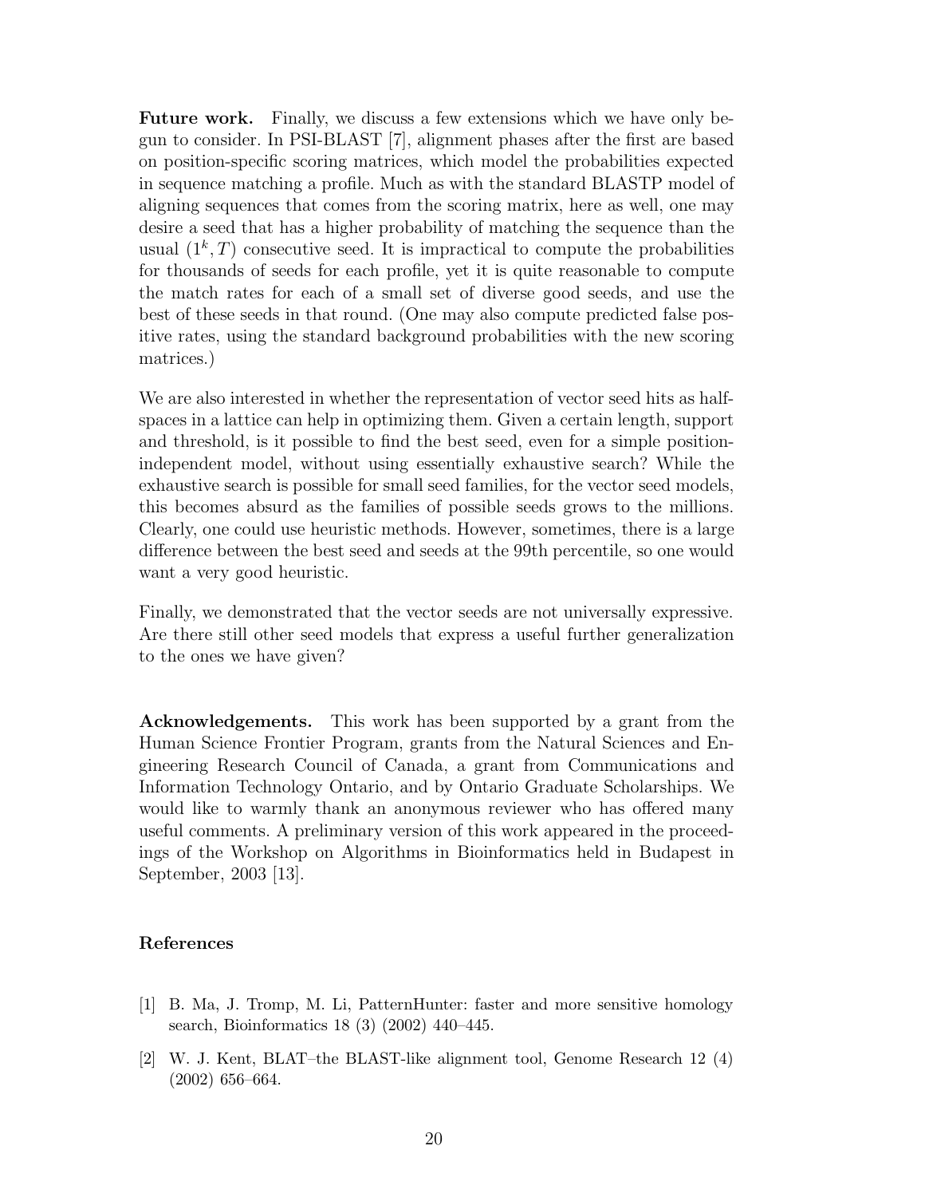**Future work.** Finally, we discuss a few extensions which we have only begun to consider. In PSI-BLAST [7], alignment phases after the first are based on position-specific scoring matrices, which model the probabilities expected in sequence matching a profile. Much as with the standard BLASTP model of aligning sequences that comes from the scoring matrix, here as well, one may desire a seed that has a higher probability of matching the sequence than the usual $(1^k, T)$ consecutive seed. It is impractical to compute the probabilities for thousands of seeds for each profile, yet it is quite reasonable to compute the match rates for each of a small set of diverse good seeds, and use the best of these seeds in that round. (One may also compute predicted false positive rates, using the standard background probabilities with the new scoring matrices.)

We are also interested in whether the representation of vector seed hits as half-spaces in a lattice can help in optimizing them. Given a certain length, support and threshold, is it possible to find the best seed, even for a simple position-independent model, without using essentially exhaustive search? While the exhaustive search is possible for small seed families, for the vector seed models, this becomes absurd as the families of possible seeds grows to the millions. Clearly, one could use heuristic methods. However, sometimes, there is a large difference between the best seed and seeds at the 99th percentile, so one would want a very good heuristic.

Finally, we demonstrated that the vector seeds are not universally expressive. Are there still other seed models that express a useful further generalization to the ones we have given?

**Acknowledgements.** This work has been supported by a grant from the Human Science Frontier Program, grants from the Natural Sciences and Engineering Research Council of Canada, a grant from Communications and Information Technology Ontario, and by Ontario Graduate Scholarships. We would like to warmly thank an anonymous reviewer who has offered many useful comments. A preliminary version of this work appeared in the proceedings of the Workshop on Algorithms in Bioinformatics held in Budapest in September, 2003 [13].

## References

[1] B. Ma, J. Tromp, M. Li, PatternHunter: faster and more sensitive homology search, Bioinformatics 18 (3) (2002) 440–445.

[2] W. J. Kent, BLAT–the BLAST-like alignment tool, Genome Research 12 (4) (2002) 656–664.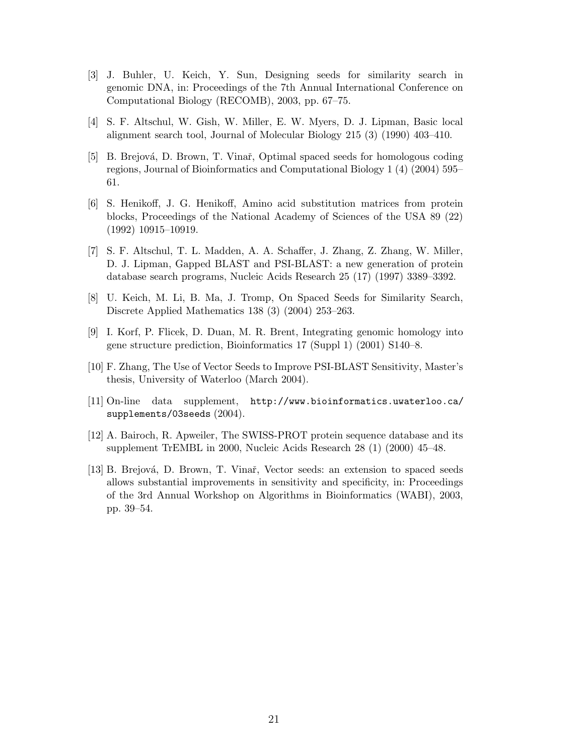[3] J. Buhler, U. Keich, Y. Sun, Designing seeds for similarity search in genomic DNA, in: Proceedings of the 7th Annual International Conference on Computational Biology (RECOMB), 2003, pp. 67–75.

[4] S. F. Altschul, W. Gish, W. Miller, E. W. Myers, D. J. Lipman, Basic local alignment search tool, Journal of Molecular Biology 215 (3) (1990) 403–410.

[5] B. Brejová, D. Brown, T. Vinař, Optimal spaced seeds for homologous coding regions, Journal of Bioinformatics and Computational Biology 1 (4) (2004) 595–61.

[6] S. Henikoff, J. G. Henikoff, Amino acid substitution matrices from protein blocks, Proceedings of the National Academy of Sciences of the USA 89 (22) (1992) 10915–10919.

[7] S. F. Altschul, T. L. Madden, A. A. Schaffer, J. Zhang, Z. Zhang, W. Miller, D. J. Lipman, Gapped BLAST and PSI-BLAST: a new generation of protein database search programs, Nucleic Acids Research 25 (17) (1997) 3389–3392.

[8] U. Keich, M. Li, B. Ma, J. Tromp, On Spaced Seeds for Similarity Search, Discrete Applied Mathematics 138 (3) (2004) 253–263.

[9] I. Korf, P. Flicek, D. Duan, M. R. Brent, Integrating genomic homology into gene structure prediction, Bioinformatics 17 (Suppl 1) (2001) S140–8.

[10] F. Zhang, The Use of Vector Seeds to Improve PSI-BLAST Sensitivity, Master's thesis, University of Waterloo (March 2004).

[11] On-line data supplement, `http://www.bioinformatics.uwaterloo.ca/supplements/03seeds` (2004).

[12] A. Bairoch, R. Apweiler, The SWISS-PROT protein sequence database and its supplement TrEMBL in 2000, Nucleic Acids Research 28 (1) (2000) 45–48.

[13] B. Brejová, D. Brown, T. Vinař, Vector seeds: an extension to spaced seeds allows substantial improvements in sensitivity and specificity, in: Proceedings of the 3rd Annual Workshop on Algorithms in Bioinformatics (WABI), 2003, pp. 39–54.